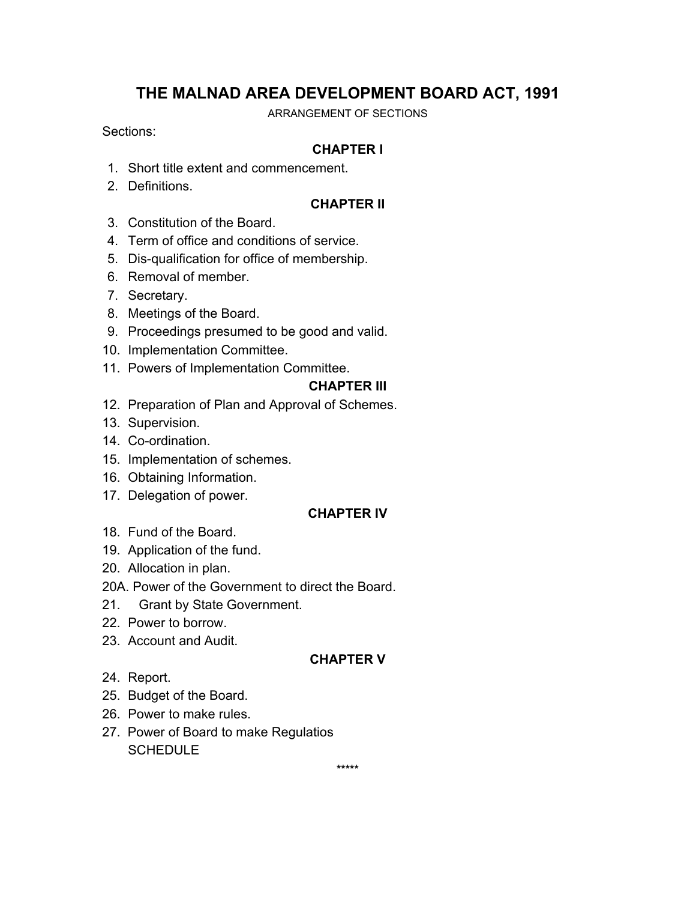# THE MALNAD AREA DEVELOPMENT BOARD ACT, 1991

ARRANGEMENT OF SECTIONS

Sections:

## CHAPTER I

1. Short title extent and commencement.
2. Definitions.

## CHAPTER II

3. Constitution of the Board.
4. Term of office and conditions of service.
5. Dis-qualification for office of membership.
6. Removal of member.
7. Secretary.
8. Meetings of the Board.
9. Proceedings presumed to be good and valid.
10. Implementation Committee.
11. Powers of Implementation Committee.

## CHAPTER III

12. Preparation of Plan and Approval of Schemes.
13. Supervision.
14. Co-ordination.
15. Implementation of schemes.
16. Obtaining Information.
17. Delegation of power.

## CHAPTER IV

18. Fund of the Board.
19. Application of the fund.
20. Allocation in plan.

20A. Power of the Government to direct the Board.

21. Grant by State Government.
22. Power to borrow.
23. Account and Audit.

## CHAPTER V

24. Report.
25. Budget of the Board.
26. Power to make rules.
27. Power of Board to make Regulatios

SCHEDULE

*****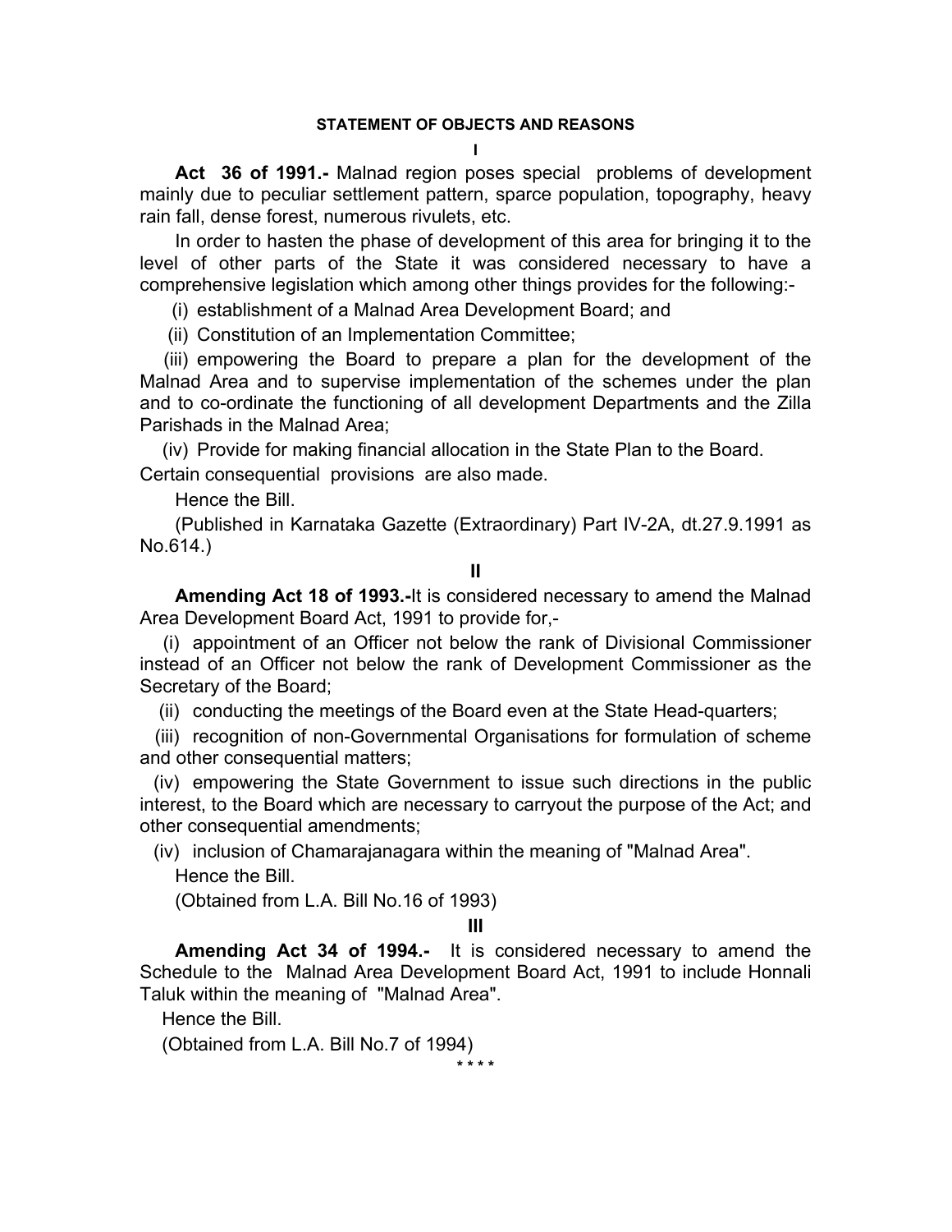**STATEMENT OF OBJECTS AND REASONS**

**I**

**Act 36 of 1991.-** Malnad region poses special problems of development mainly due to peculiar settlement pattern, sparce population, topography, heavy rain fall, dense forest, numerous rivulets, etc.

In order to hasten the phase of development of this area for bringing it to the level of other parts of the State it was considered necessary to have a comprehensive legislation which among other things provides for the following:-

(i) establishment of a Malnad Area Development Board; and

(ii) Constitution of an Implementation Committee;

(iii) empowering the Board to prepare a plan for the development of the Malnad Area and to supervise implementation of the schemes under the plan and to co-ordinate the functioning of all development Departments and the Zilla Parishads in the Malnad Area;

(iv) Provide for making financial allocation in the State Plan to the Board.

Certain consequential provisions are also made.

Hence the Bill.

(Published in Karnataka Gazette (Extraordinary) Part IV-2A, dt.27.9.1991 as No.614.)

**II**

**Amending Act 18 of 1993.-**It is considered necessary to amend the Malnad Area Development Board Act, 1991 to provide for,-

(i) appointment of an Officer not below the rank of Divisional Commissioner instead of an Officer not below the rank of Development Commissioner as the Secretary of the Board;

(ii) conducting the meetings of the Board even at the State Head-quarters;

(iii) recognition of non-Governmental Organisations for formulation of scheme and other consequential matters;

(iv) empowering the State Government to issue such directions in the public interest, to the Board which are necessary to carryout the purpose of the Act; and other consequential amendments;

(iv) inclusion of Chamarajanagara within the meaning of "Malnad Area".

Hence the Bill.

(Obtained from L.A. Bill No.16 of 1993)

**III**

**Amending Act 34 of 1994.-** It is considered necessary to amend the Schedule to the Malnad Area Development Board Act, 1991 to include Honnali Taluk within the meaning of "Malnad Area".

Hence the Bill.

(Obtained from L.A. Bill No.7 of 1994)

\* \* \* \*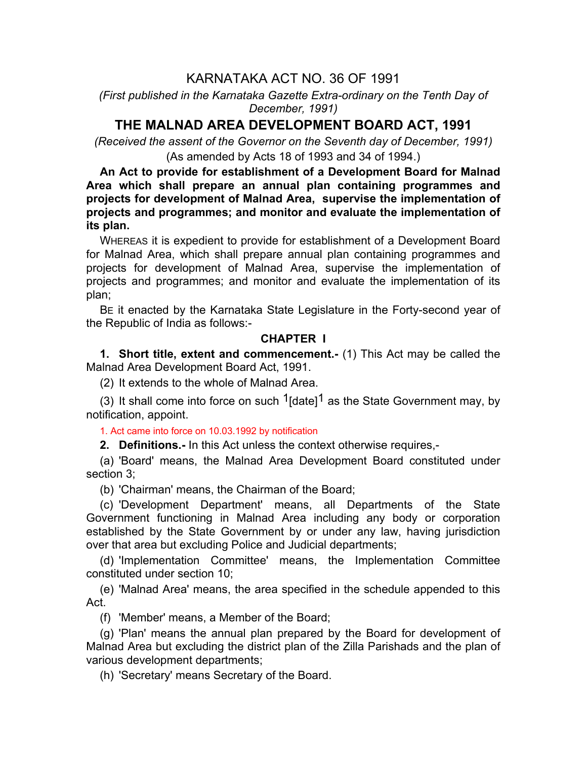# KARNATAKA ACT NO. 36 OF 1991

*(First published in the Karnataka Gazette Extra-ordinary on the Tenth Day of December, 1991)*

## THE MALNAD AREA DEVELOPMENT BOARD ACT, 1991

*(Received the assent of the Governor on the Seventh day of December, 1991)*

(As amended by Acts 18 of 1993 and 34 of 1994.)

**An Act to provide for establishment of a Development Board for Malnad Area which shall prepare an annual plan containing programmes and projects for development of Malnad Area, supervise the implementation of projects and programmes; and monitor and evaluate the implementation of its plan.**

WHEREAS it is expedient to provide for establishment of a Development Board for Malnad Area, which shall prepare annual plan containing programmes and projects for development of Malnad Area, supervise the implementation of projects and programmes; and monitor and evaluate the implementation of its plan;

BE it enacted by the Karnataka State Legislature in the Forty-second year of the Republic of India as follows:-

### CHAPTER I

**1. Short title, extent and commencement.-** (1) This Act may be called the Malnad Area Development Board Act, 1991.

(2) It extends to the whole of Malnad Area.

(3) It shall come into force on such [1][date][1] as the State Government may, by notification, appoint.

1. Act came into force on 10.03.1992 by notification

**2. Definitions.-** In this Act unless the context otherwise requires,-

(a) 'Board' means, the Malnad Area Development Board constituted under section 3;

(b) 'Chairman' means, the Chairman of the Board;

(c) 'Development Department' means, all Departments of the State Government functioning in Malnad Area including any body or corporation established by the State Government by or under any law, having jurisdiction over that area but excluding Police and Judicial departments;

(d) 'Implementation Committee' means, the Implementation Committee constituted under section 10;

(e) 'Malnad Area' means, the area specified in the schedule appended to this Act.

(f) 'Member' means, a Member of the Board;

(g) 'Plan' means the annual plan prepared by the Board for development of Malnad Area but excluding the district plan of the Zilla Parishads and the plan of various development departments;

(h) 'Secretary' means Secretary of the Board.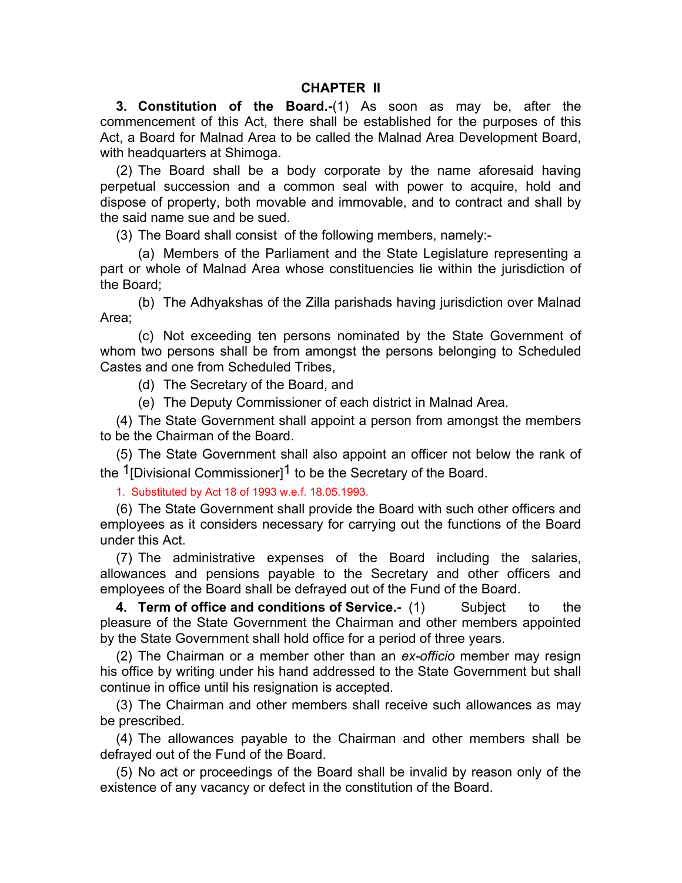## CHAPTER II

**3. Constitution of the Board.-**(1) As soon as may be, after the commencement of this Act, there shall be established for the purposes of this Act, a Board for Malnad Area to be called the Malnad Area Development Board, with headquarters at Shimoga.

(2) The Board shall be a body corporate by the name aforesaid having perpetual succession and a common seal with power to acquire, hold and dispose of property, both movable and immovable, and to contract and shall by the said name sue and be sued.

(3) The Board shall consist of the following members, namely:-

(a) Members of the Parliament and the State Legislature representing a part or whole of Malnad Area whose constituencies lie within the jurisdiction of the Board;

(b) The Adhyakshas of the Zilla parishads having jurisdiction over Malnad Area;

(c) Not exceeding ten persons nominated by the State Government of whom two persons shall be from amongst the persons belonging to Scheduled Castes and one from Scheduled Tribes,

(d) The Secretary of the Board, and

(e) The Deputy Commissioner of each district in Malnad Area.

(4) The State Government shall appoint a person from amongst the members to be the Chairman of the Board.

(5) The State Government shall also appoint an officer not below the rank of the [1][Divisional Commissioner][1] to be the Secretary of the Board.

1. Substituted by Act 18 of 1993 w.e.f. 18.05.1993.

(6) The State Government shall provide the Board with such other officers and employees as it considers necessary for carrying out the functions of the Board under this Act.

(7) The administrative expenses of the Board including the salaries, allowances and pensions payable to the Secretary and other officers and employees of the Board shall be defrayed out of the Fund of the Board.

**4. Term of office and conditions of Service.-** (1) Subject to the pleasure of the State Government the Chairman and other members appointed by the State Government shall hold office for a period of three years.

(2) The Chairman or a member other than an *ex-officio* member may resign his office by writing under his hand addressed to the State Government but shall continue in office until his resignation is accepted.

(3) The Chairman and other members shall receive such allowances as may be prescribed.

(4) The allowances payable to the Chairman and other members shall be defrayed out of the Fund of the Board.

(5) No act or proceedings of the Board shall be invalid by reason only of the existence of any vacancy or defect in the constitution of the Board.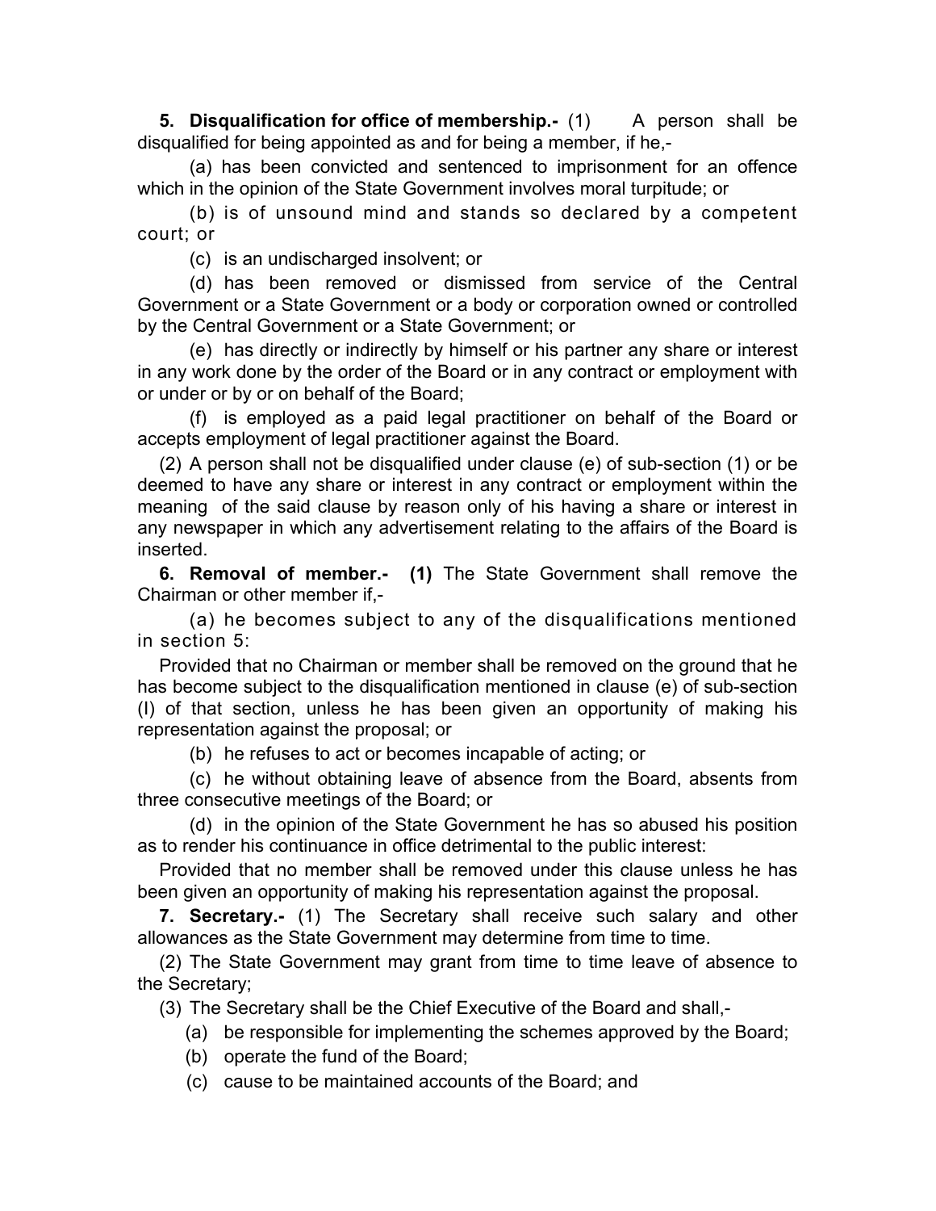**5. Disqualification for office of membership.-** (1) A person shall be disqualified for being appointed as and for being a member, if he,-

(a) has been convicted and sentenced to imprisonment for an offence which in the opinion of the State Government involves moral turpitude; or

(b) is of unsound mind and stands so declared by a competent court; or

(c) is an undischarged insolvent; or

(d) has been removed or dismissed from service of the Central Government or a State Government or a body or corporation owned or controlled by the Central Government or a State Government; or

(e) has directly or indirectly by himself or his partner any share or interest in any work done by the order of the Board or in any contract or employment with or under or by or on behalf of the Board;

(f) is employed as a paid legal practitioner on behalf of the Board or accepts employment of legal practitioner against the Board.

(2) A person shall not be disqualified under clause (e) of sub-section (1) or be deemed to have any share or interest in any contract or employment within the meaning of the said clause by reason only of his having a share or interest in any newspaper in which any advertisement relating to the affairs of the Board is inserted.

**6. Removal of member.- (1)** The State Government shall remove the Chairman or other member if,-

(a) he becomes subject to any of the disqualifications mentioned in section 5:

Provided that no Chairman or member shall be removed on the ground that he has become subject to the disqualification mentioned in clause (e) of sub-section (I) of that section, unless he has been given an opportunity of making his representation against the proposal; or

(b) he refuses to act or becomes incapable of acting; or

(c) he without obtaining leave of absence from the Board, absents from three consecutive meetings of the Board; or

(d) in the opinion of the State Government he has so abused his position as to render his continuance in office detrimental to the public interest:

Provided that no member shall be removed under this clause unless he has been given an opportunity of making his representation against the proposal.

**7. Secretary.-** (1) The Secretary shall receive such salary and other allowances as the State Government may determine from time to time.

(2) The State Government may grant from time to time leave of absence to the Secretary;

(3) The Secretary shall be the Chief Executive of the Board and shall,-

(a) be responsible for implementing the schemes approved by the Board;

(b) operate the fund of the Board;

(c) cause to be maintained accounts of the Board; and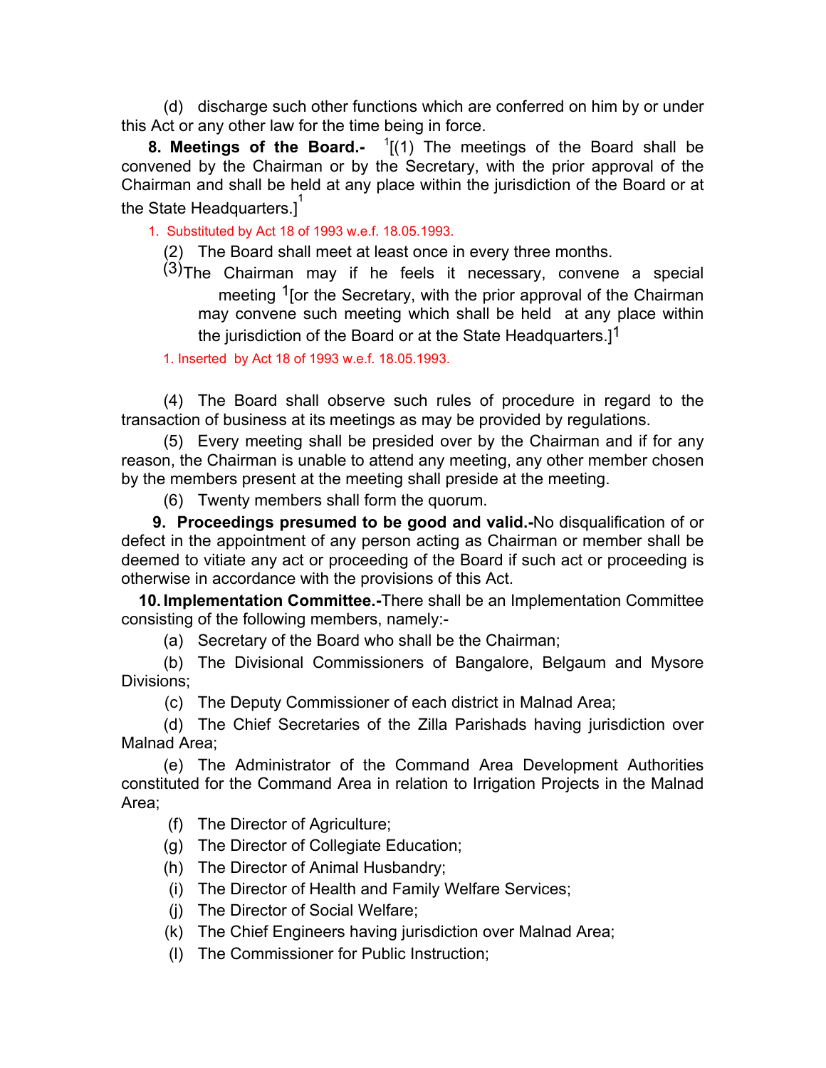(d) discharge such other functions which are conferred on him by or under this Act or any other law for the time being in force.

**8. Meetings of the Board.-** [1][(1) The meetings of the Board shall be convened by the Chairman or by the Secretary, with the prior approval of the Chairman and shall be held at any place within the jurisdiction of the Board or at the State Headquarters.][1]

1. Substituted by Act 18 of 1993 w.e.f. 18.05.1993.

(2) The Board shall meet at least once in every three months.

(3) The Chairman may if he feels it necessary, convene a special meeting [1][or the Secretary, with the prior approval of the Chairman may convene such meeting which shall be held at any place within the jurisdiction of the Board or at the State Headquarters.][1]

1. Inserted by Act 18 of 1993 w.e.f. 18.05.1993.

(4) The Board shall observe such rules of procedure in regard to the transaction of business at its meetings as may be provided by regulations.

(5) Every meeting shall be presided over by the Chairman and if for any reason, the Chairman is unable to attend any meeting, any other member chosen by the members present at the meeting shall preside at the meeting.

(6) Twenty members shall form the quorum.

**9. Proceedings presumed to be good and valid.-**No disqualification of or defect in the appointment of any person acting as Chairman or member shall be deemed to vitiate any act or proceeding of the Board if such act or proceeding is otherwise in accordance with the provisions of this Act.

**10. Implementation Committee.-**There shall be an Implementation Committee consisting of the following members, namely:-

(a) Secretary of the Board who shall be the Chairman;

(b) The Divisional Commissioners of Bangalore, Belgaum and Mysore Divisions;

(c) The Deputy Commissioner of each district in Malnad Area;

(d) The Chief Secretaries of the Zilla Parishads having jurisdiction over Malnad Area;

(e) The Administrator of the Command Area Development Authorities constituted for the Command Area in relation to Irrigation Projects in the Malnad Area;

(f) The Director of Agriculture;

(g) The Director of Collegiate Education;

(h) The Director of Animal Husbandry;

(i) The Director of Health and Family Welfare Services;

(j) The Director of Social Welfare;

(k) The Chief Engineers having jurisdiction over Malnad Area;

(l) The Commissioner for Public Instruction;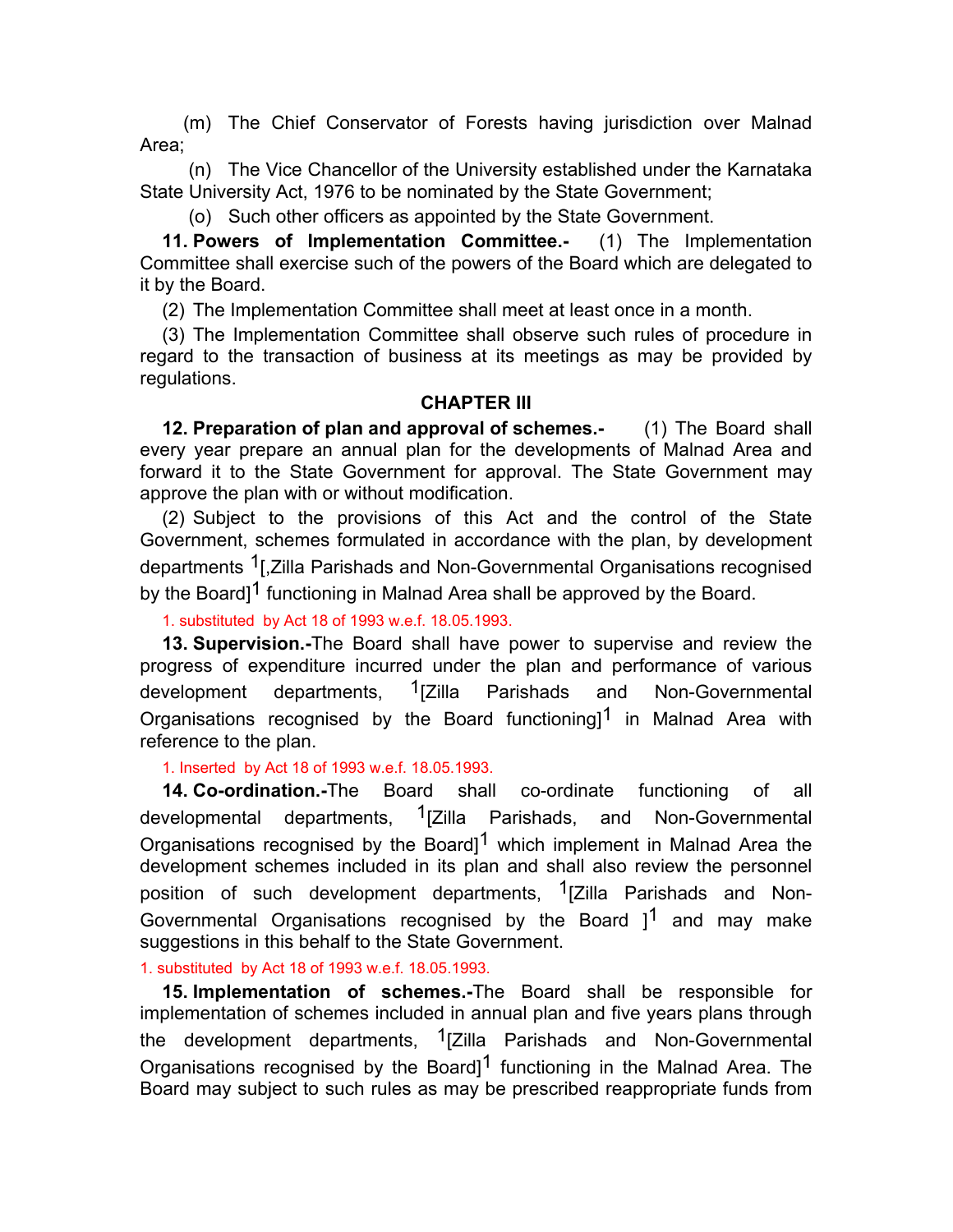(m) The Chief Conservator of Forests having jurisdiction over Malnad Area;

(n) The Vice Chancellor of the University established under the Karnataka State University Act, 1976 to be nominated by the State Government;

(o) Such other officers as appointed by the State Government.

**11. Powers of Implementation Committee.-** (1) The Implementation Committee shall exercise such of the powers of the Board which are delegated to it by the Board.

(2) The Implementation Committee shall meet at least once in a month.

(3) The Implementation Committee shall observe such rules of procedure in regard to the transaction of business at its meetings as may be provided by regulations.

## CHAPTER III

**12. Preparation of plan and approval of schemes.-** (1) The Board shall every year prepare an annual plan for the developments of Malnad Area and forward it to the State Government for approval. The State Government may approve the plan with or without modification.

(2) Subject to the provisions of this Act and the control of the State Government, schemes formulated in accordance with the plan, by development departments [1][,Zilla Parishads and Non-Governmental Organisations recognised by the Board][1] functioning in Malnad Area shall be approved by the Board.

1. substituted by Act 18 of 1993 w.e.f. 18.05.1993.

**13. Supervision.-**The Board shall have power to supervise and review the progress of expenditure incurred under the plan and performance of various development departments, [1][Zilla Parishads and Non-Governmental Organisations recognised by the Board functioning][1] in Malnad Area with reference to the plan.

1. Inserted by Act 18 of 1993 w.e.f. 18.05.1993.

**14. Co-ordination.-**The Board shall co-ordinate functioning of all developmental departments, [1][Zilla Parishads, and Non-Governmental Organisations recognised by the Board][1] which implement in Malnad Area the development schemes included in its plan and shall also review the personnel position of such development departments, [1][Zilla Parishads and Non-Governmental Organisations recognised by the Board ][1] and may make suggestions in this behalf to the State Government.

1. substituted by Act 18 of 1993 w.e.f. 18.05.1993.

**15. Implementation of schemes.-**The Board shall be responsible for implementation of schemes included in annual plan and five years plans through the development departments, [1][Zilla Parishads and Non-Governmental Organisations recognised by the Board][1] functioning in the Malnad Area. The Board may subject to such rules as may be prescribed reappropriate funds from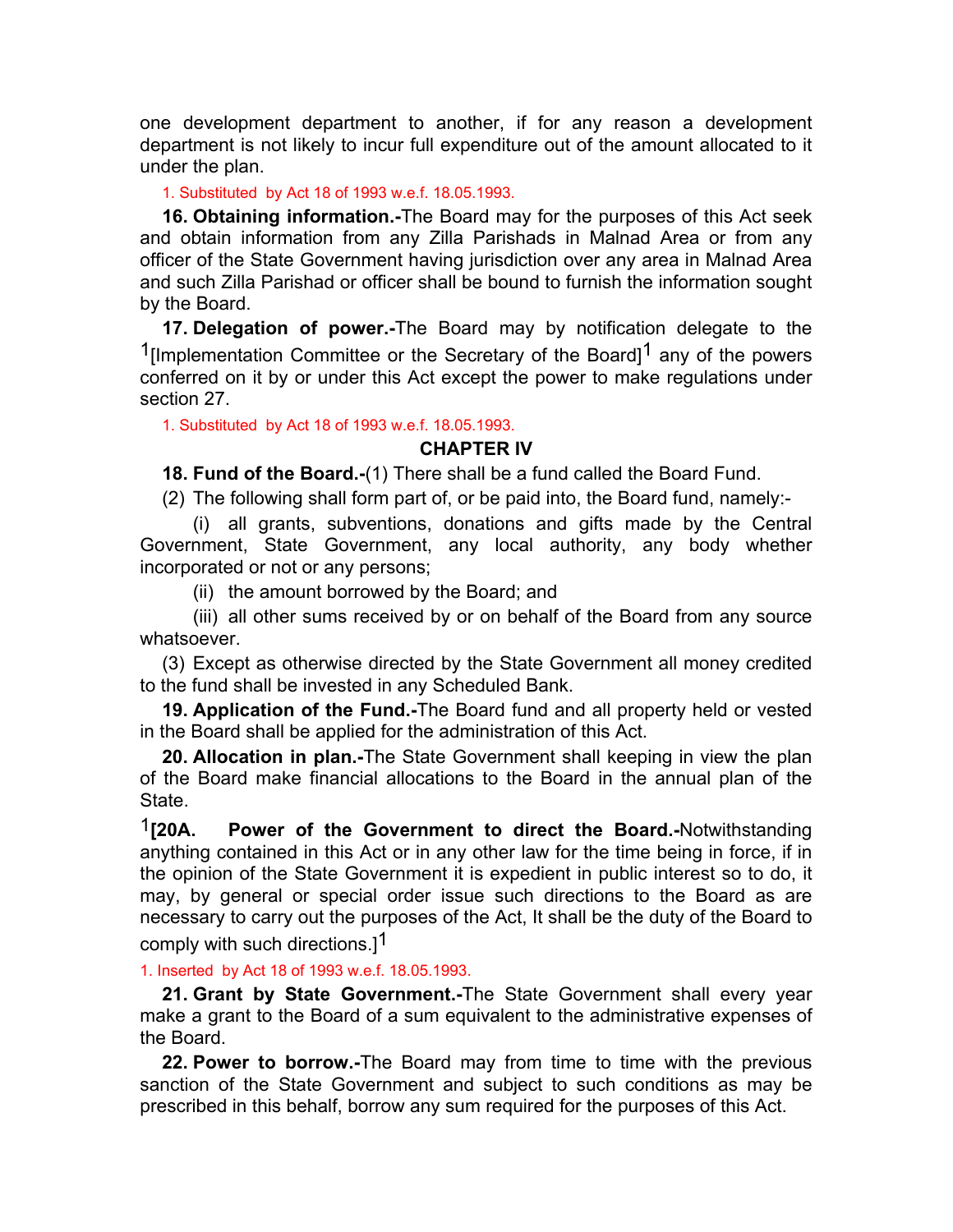one development department to another, if for any reason a development department is not likely to incur full expenditure out of the amount allocated to it under the plan.

1. Substituted by Act 18 of 1993 w.e.f. 18.05.1993.

**16. Obtaining information.-**The Board may for the purposes of this Act seek and obtain information from any Zilla Parishads in Malnad Area or from any officer of the State Government having jurisdiction over any area in Malnad Area and such Zilla Parishad or officer shall be bound to furnish the information sought by the Board.

**17. Delegation of power.-**The Board may by notification delegate to the [1][Implementation Committee or the Secretary of the Board][1] any of the powers conferred on it by or under this Act except the power to make regulations under section 27.

1. Substituted by Act 18 of 1993 w.e.f. 18.05.1993.

## CHAPTER IV

**18. Fund of the Board.-**(1) There shall be a fund called the Board Fund.

(2) The following shall form part of, or be paid into, the Board fund, namely:-

(i) all grants, subventions, donations and gifts made by the Central Government, State Government, any local authority, any body whether incorporated or not or any persons;

(ii) the amount borrowed by the Board; and

(iii) all other sums received by or on behalf of the Board from any source whatsoever.

(3) Except as otherwise directed by the State Government all money credited to the fund shall be invested in any Scheduled Bank.

**19. Application of the Fund.-**The Board fund and all property held or vested in the Board shall be applied for the administration of this Act.

**20. Allocation in plan.-**The State Government shall keeping in view the plan of the Board make financial allocations to the Board in the annual plan of the State.

[1]**[20A. Power of the Government to direct the Board.-**Notwithstanding anything contained in this Act or in any other law for the time being in force, if in the opinion of the State Government it is expedient in public interest so to do, it may, by general or special order issue such directions to the Board as are necessary to carry out the purposes of the Act, It shall be the duty of the Board to comply with such directions.][1]

1. Inserted by Act 18 of 1993 w.e.f. 18.05.1993.

**21. Grant by State Government.-**The State Government shall every year make a grant to the Board of a sum equivalent to the administrative expenses of the Board.

**22. Power to borrow.-**The Board may from time to time with the previous sanction of the State Government and subject to such conditions as may be prescribed in this behalf, borrow any sum required for the purposes of this Act.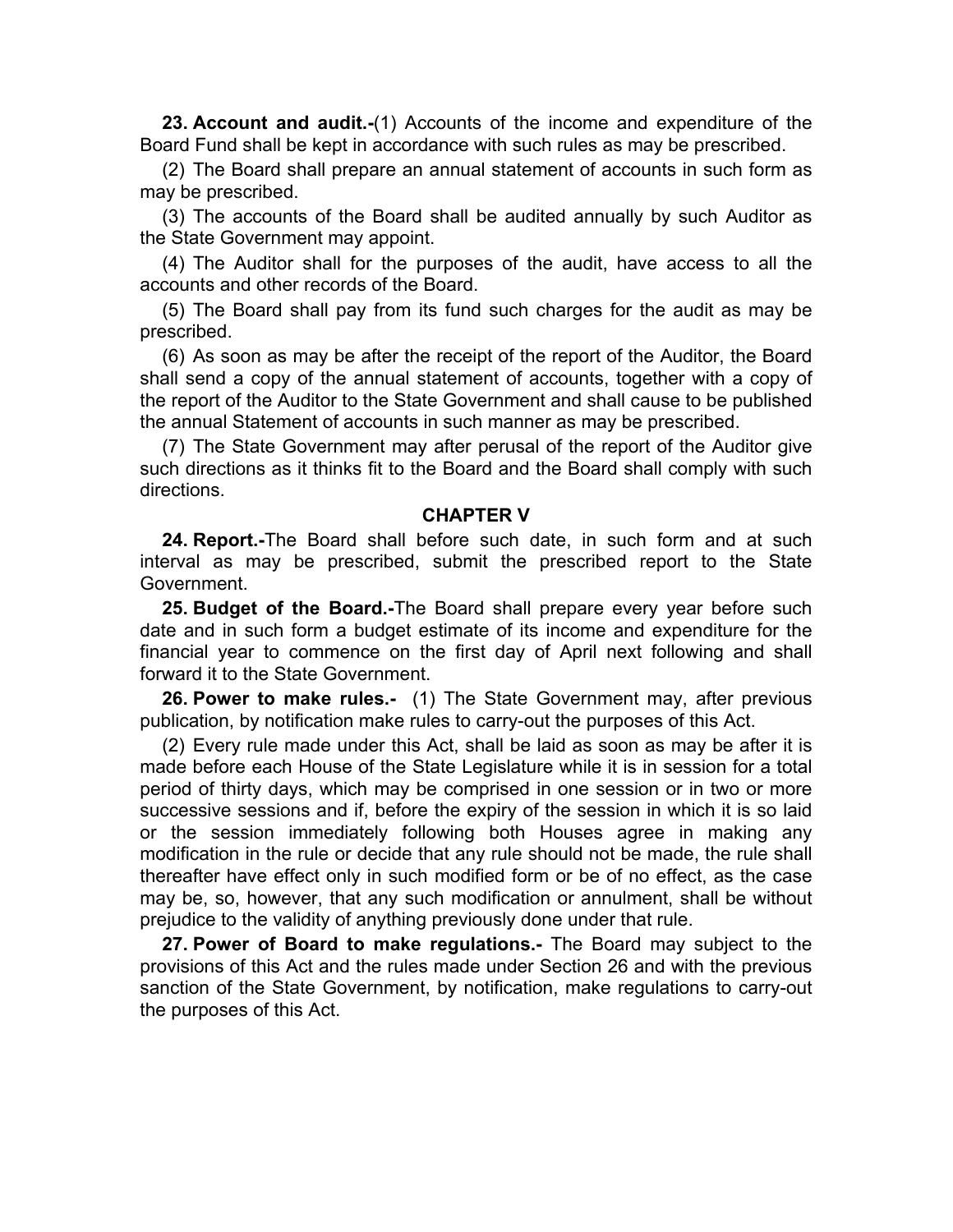**23. Account and audit.-**(1) Accounts of the income and expenditure of the Board Fund shall be kept in accordance with such rules as may be prescribed.

(2) The Board shall prepare an annual statement of accounts in such form as may be prescribed.

(3) The accounts of the Board shall be audited annually by such Auditor as the State Government may appoint.

(4) The Auditor shall for the purposes of the audit, have access to all the accounts and other records of the Board.

(5) The Board shall pay from its fund such charges for the audit as may be prescribed.

(6) As soon as may be after the receipt of the report of the Auditor, the Board shall send a copy of the annual statement of accounts, together with a copy of the report of the Auditor to the State Government and shall cause to be published the annual Statement of accounts in such manner as may be prescribed.

(7) The State Government may after perusal of the report of the Auditor give such directions as it thinks fit to the Board and the Board shall comply with such directions.

## CHAPTER V

**24. Report.-**The Board shall before such date, in such form and at such interval as may be prescribed, submit the prescribed report to the State Government.

**25. Budget of the Board.-**The Board shall prepare every year before such date and in such form a budget estimate of its income and expenditure for the financial year to commence on the first day of April next following and shall forward it to the State Government.

**26. Power to make rules.-** (1) The State Government may, after previous publication, by notification make rules to carry-out the purposes of this Act.

(2) Every rule made under this Act, shall be laid as soon as may be after it is made before each House of the State Legislature while it is in session for a total period of thirty days, which may be comprised in one session or in two or more successive sessions and if, before the expiry of the session in which it is so laid or the session immediately following both Houses agree in making any modification in the rule or decide that any rule should not be made, the rule shall thereafter have effect only in such modified form or be of no effect, as the case may be, so, however, that any such modification or annulment, shall be without prejudice to the validity of anything previously done under that rule.

**27. Power of Board to make regulations.-** The Board may subject to the provisions of this Act and the rules made under Section 26 and with the previous sanction of the State Government, by notification, make regulations to carry-out the purposes of this Act.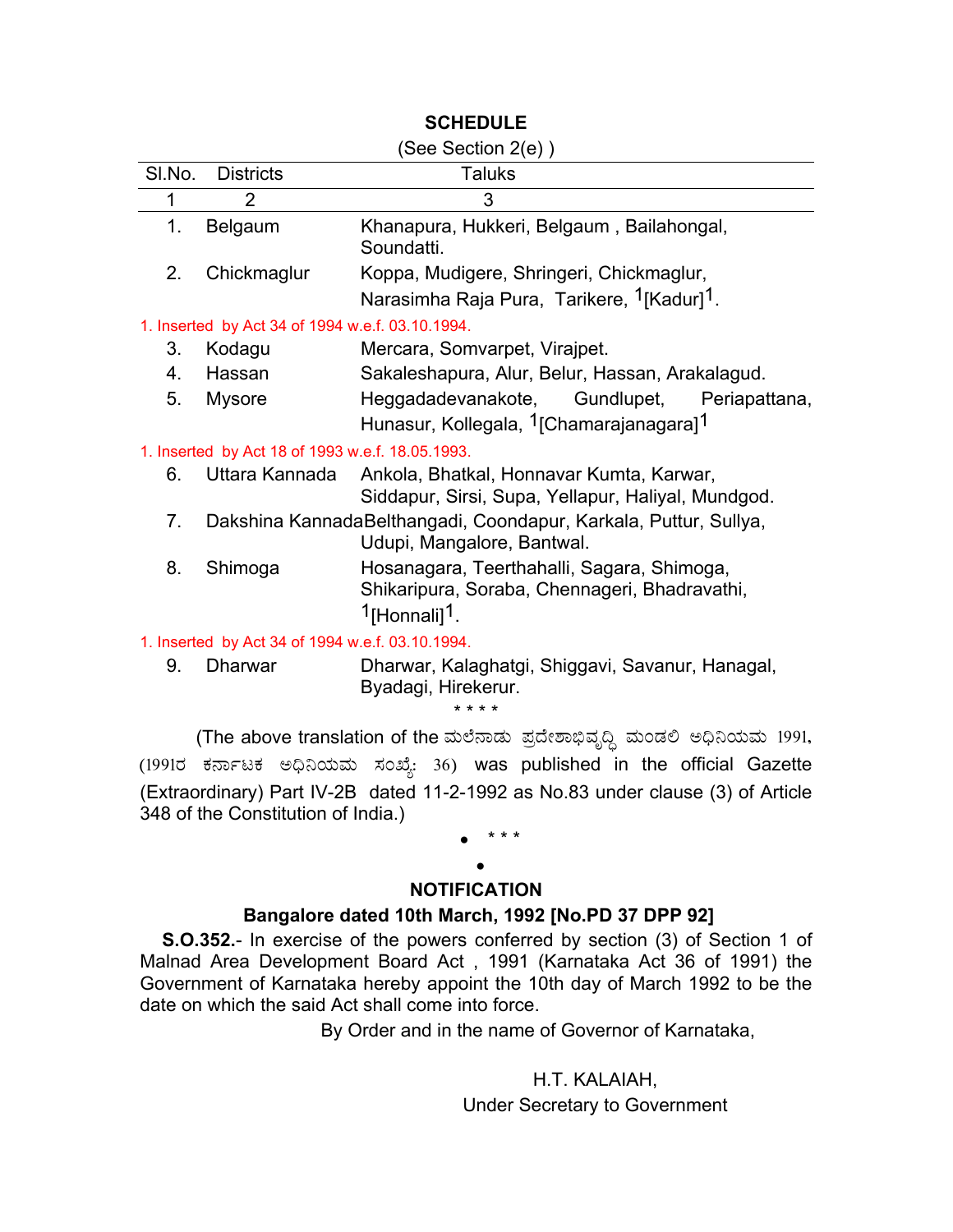## SCHEDULE

(See Section 2(e) )

| Sl.No. | Districts | Taluks |
|---|---|---|
| 1 | 2 | 3 |
| 1. | Belgaum | Khanapura, Hukkeri, Belgaum , Bailahongal, Soundatti. |
| 2. | Chickmaglur | Koppa, Mudigere, Shringeri, Chickmaglur, Narasimha Raja Pura, Tarikere, [1][Kadur][1]. |

1. Inserted by Act 34 of 1994 w.e.f. 03.10.1994.

| | | |
|---|---|---|
| 3. | Kodagu | Mercara, Somvarpet, Virajpet. |
| 4. | Hassan | Sakaleshapura, Alur, Belur, Hassan, Arakalagud. |
| 5. | Mysore | Heggadadevanakote, Gundlupet, Periapattana, Hunasur, Kollegala, [1][Chamarajanagara][1] |

1. Inserted by Act 18 of 1993 w.e.f. 18.05.1993.

| | | |
|---|---|---|
| 6. | Uttara Kannada | Ankola, Bhatkal, Honnavar Kumta, Karwar, Siddapur, Sirsi, Supa, Yellapur, Haliyal, Mundgod. |
| 7. | Dakshina Kannada | Belthangadi, Coondapur, Karkala, Puttur, Sullya, Udupi, Mangalore, Bantwal. |
| 8. | Shimoga | Hosanagara, Teerthahalli, Sagara, Shimoga, Shikaripura, Soraba, Chennageri, Bhadravathi, [1][Honnali][1]. |

1. Inserted by Act 34 of 1994 w.e.f. 03.10.1994.

| | | |
|---|---|---|
| 9. | Dharwar | Dharwar, Kalaghatgi, Shiggavi, Savanur, Hanagal, Byadagi, Hirekerur. |

* * * *

(The above translation of the ಮಲೆನಾಡು ಪ್ರದೇಶಾಭಿವೃದ್ಧಿ ಮಂಡಲಿ ಅಧಿನಿಯಮ 1991, (1991ರ ಕರ್ನಾಟಕ ಅಧಿನಿಯಮ ಸಂಖ್ಯೆ: 36) was published in the official Gazette (Extraordinary) Part IV-2B dated 11-2-1992 as No.83 under clause (3) of Article 348 of the Constitution of India.)

* * *

## NOTIFICATION

**Bangalore dated 10th March, 1992 [No.PD 37 DPP 92]**

**S.O.352.**- In exercise of the powers conferred by section (3) of Section 1 of Malnad Area Development Board Act , 1991 (Karnataka Act 36 of 1991) the Government of Karnataka hereby appoint the 10th day of March 1992 to be the date on which the said Act shall come into force.

By Order and in the name of Governor of Karnataka,

H.T. KALAIAH,
Under Secretary to Government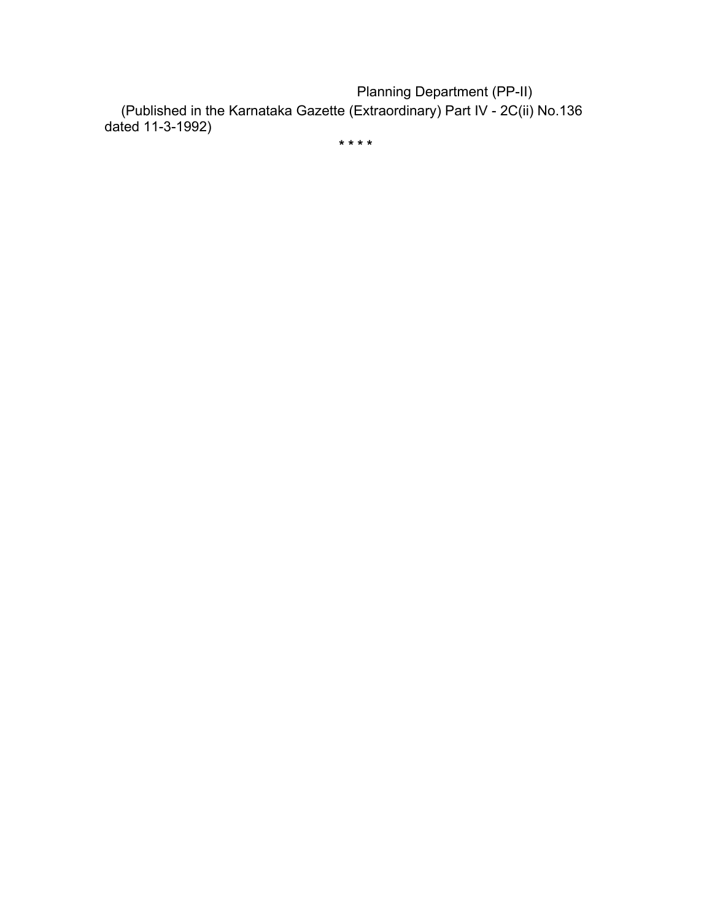Planning Department (PP-II)

(Published in the Karnataka Gazette (Extraordinary) Part IV - 2C(ii) No.136 dated 11-3-1992)

* * * *